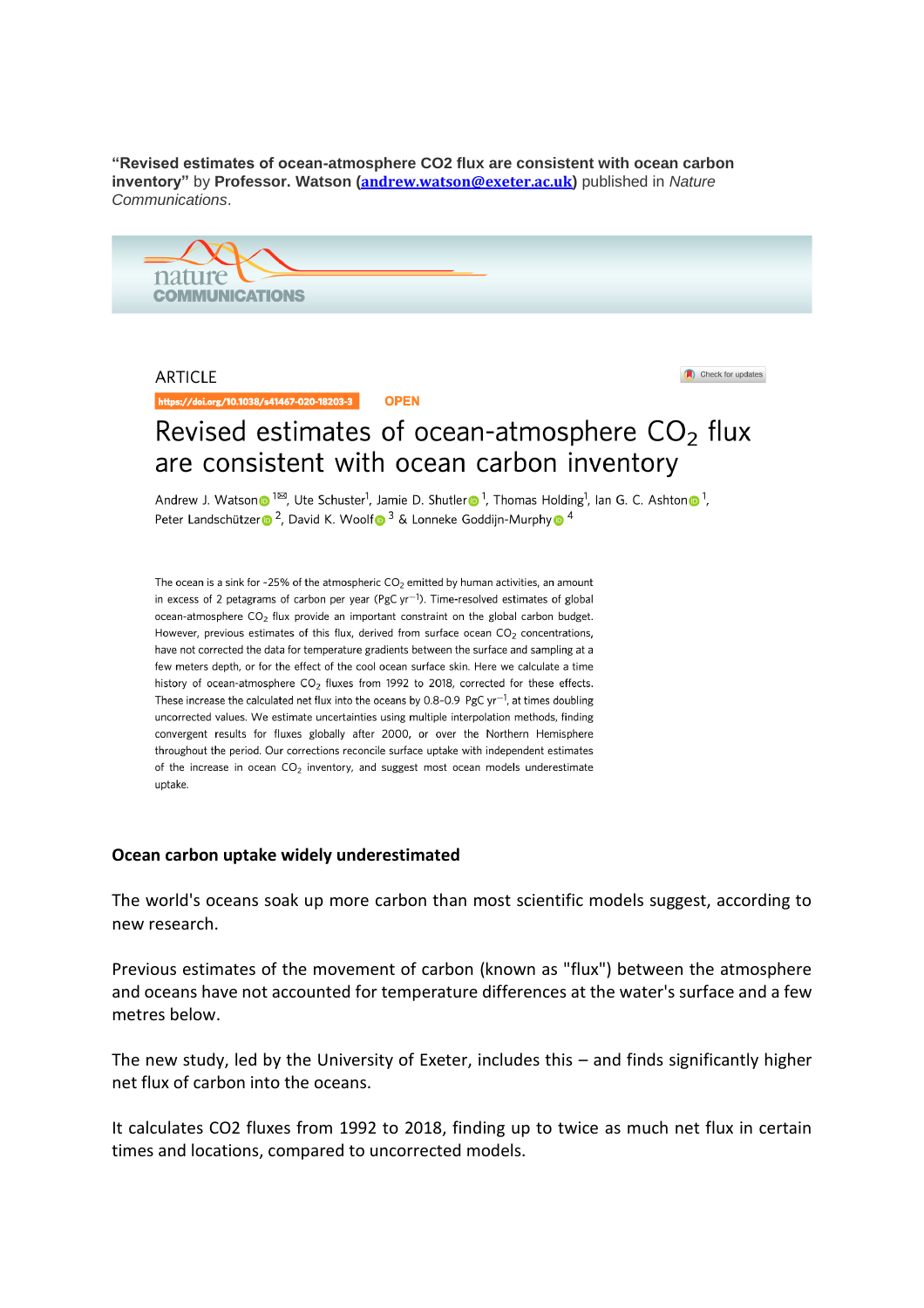**"Revised estimates of ocean-atmosphere CO2 flux are consistent with ocean carbon inventory"** by **Professor. Watson ([andrew.watson@exeter.ac.uk](mailto:andrew.watson@exeter.ac.uk))** published in *Nature Communications*.

nature COMMUNICATIONS

ARTICLE

https://doi.org/10.1038/s41467-020-18203-3 OPEN

# Revised estimates of ocean-atmosphere $CO_2$ flux are consistent with ocean carbon inventory

Andrew J. Watson[1✉], Ute Schuster[1], Jamie D. Shutler[1], Thomas Holding[1], Ian G. C. Ashton[1], Peter Landschützer[2], David K. Woolf[3] & Lonneke Goddijn-Murphy[4]

The ocean is a sink for ~25% of the atmospheric $CO_2$ emitted by human activities, an amount in excess of 2 petagrams of carbon per year (PgC $yr^{-1}$). Time-resolved estimates of global ocean-atmosphere $CO_2$ flux provide an important constraint on the global carbon budget. However, previous estimates of this flux, derived from surface ocean $CO_2$ concentrations, have not corrected the data for temperature gradients between the surface and sampling at a few meters depth, or for the effect of the cool ocean surface skin. Here we calculate a time history of ocean-atmosphere $CO_2$ fluxes from 1992 to 2018, corrected for these effects. These increase the calculated net flux into the oceans by 0.8–0.9 PgC $yr^{-1}$, at times doubling uncorrected values. We estimate uncertainties using multiple interpolation methods, finding convergent results for fluxes globally after 2000, or over the Northern Hemisphere throughout the period. Our corrections reconcile surface uptake with independent estimates of the increase in ocean $CO_2$ inventory, and suggest most ocean models underestimate uptake.

**Ocean carbon uptake widely underestimated**

The world's oceans soak up more carbon than most scientific models suggest, according to new research.

Previous estimates of the movement of carbon (known as "flux") between the atmosphere and oceans have not accounted for temperature differences at the water's surface and a few metres below.

The new study, led by the University of Exeter, includes this – and finds significantly higher net flux of carbon into the oceans.

It calculates CO2 fluxes from 1992 to 2018, finding up to twice as much net flux in certain times and locations, compared to uncorrected models.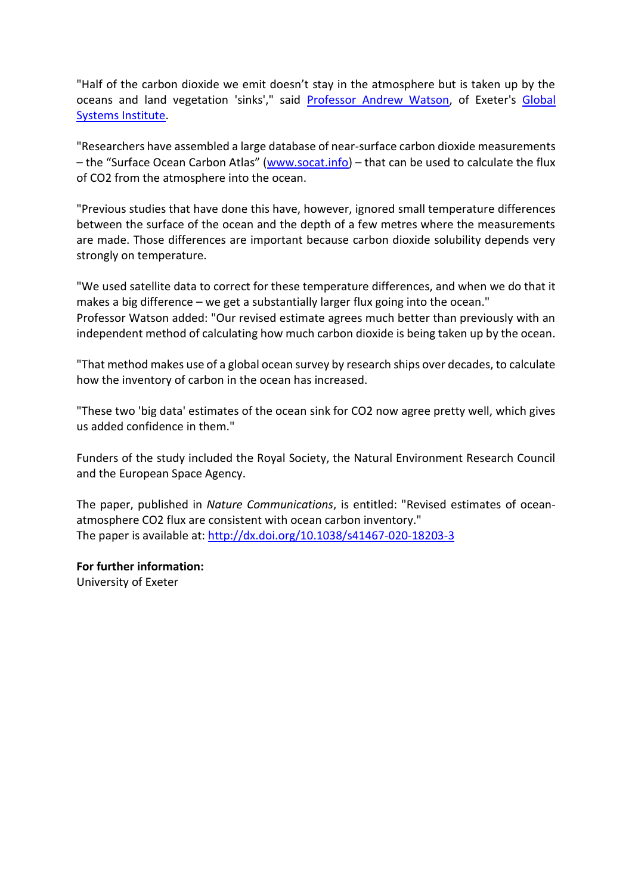"Half of the carbon dioxide we emit doesn't stay in the atmosphere but is taken up by the oceans and land vegetation 'sinks'," said [Professor Andrew Watson](), of Exeter's [Global Systems Institute]().

"Researchers have assembled a large database of near-surface carbon dioxide measurements – the "Surface Ocean Carbon Atlas" ([www.socat.info](www.socat.info)) – that can be used to calculate the flux of $CO_2$ from the atmosphere into the ocean.

"Previous studies that have done this have, however, ignored small temperature differences between the surface of the ocean and the depth of a few metres where the measurements are made. Those differences are important because carbon dioxide solubility depends very strongly on temperature.

"We used satellite data to correct for these temperature differences, and when we do that it makes a big difference – we get a substantially larger flux going into the ocean."
Professor Watson added: "Our revised estimate agrees much better than previously with an independent method of calculating how much carbon dioxide is being taken up by the ocean.

"That method makes use of a global ocean survey by research ships over decades, to calculate how the inventory of carbon in the ocean has increased.

"These two 'big data' estimates of the ocean sink for $CO_2$ now agree pretty well, which gives us added confidence in them."

Funders of the study included the Royal Society, the Natural Environment Research Council and the European Space Agency.

The paper, published in *Nature Communications*, is entitled: "Revised estimates of ocean-atmosphere $CO_2$ flux are consistent with ocean carbon inventory."
The paper is available at: [http://dx.doi.org/10.1038/s41467-020-18203-3](http://dx.doi.org/10.1038/s41467-020-18203-3)

**For further information:**
University of Exeter